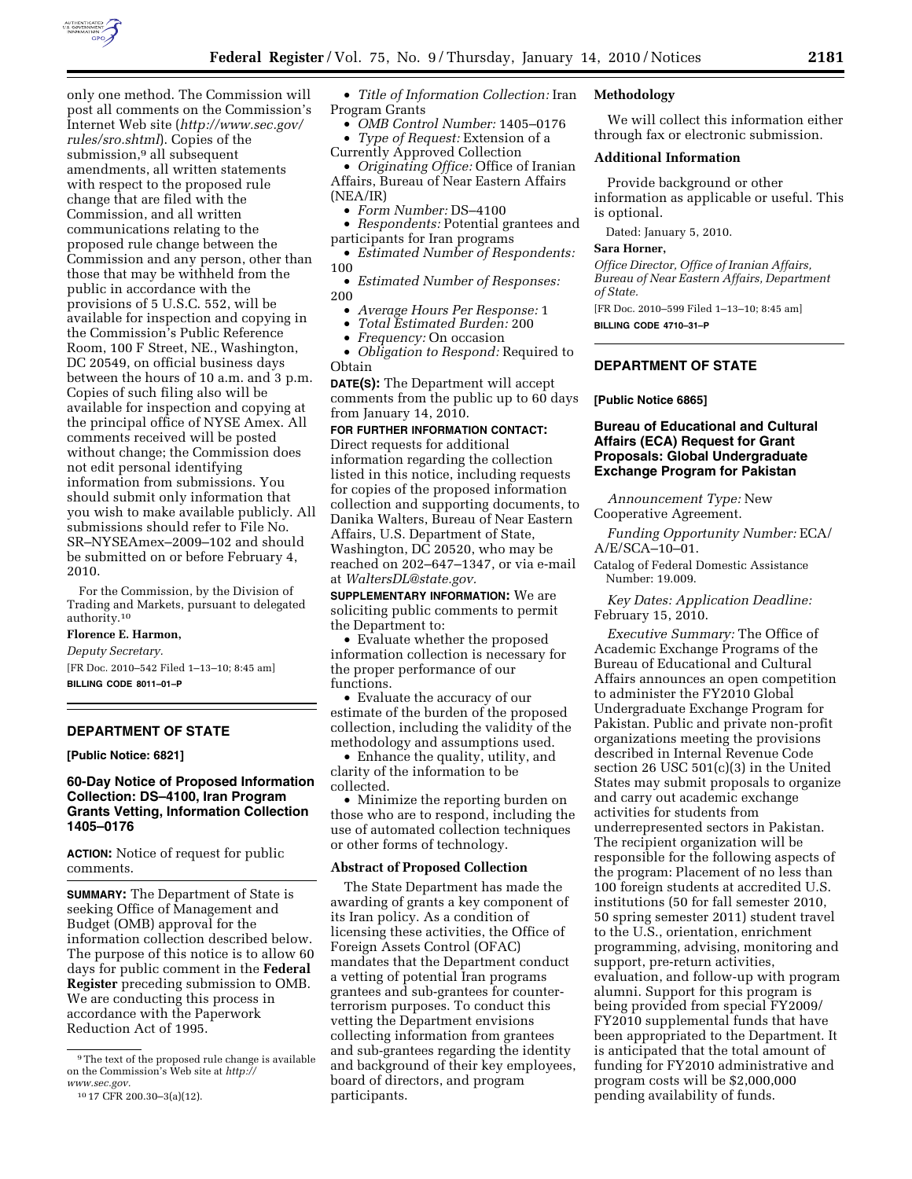only one method. The Commission will post all comments on the Commission's Internet Web site (*http://www.sec.gov/rules/sro.shtml*). Copies of the submission,[9] all subsequent amendments, all written statements with respect to the proposed rule change that are filed with the Commission, and all written communications relating to the proposed rule change between the Commission and any person, other than those that may be withheld from the public in accordance with the provisions of 5 U.S.C. 552, will be available for inspection and copying in the Commission's Public Reference Room, 100 F Street, NE., Washington, DC 20549, on official business days between the hours of 10 a.m. and 3 p.m. Copies of such filing also will be available for inspection and copying at the principal office of NYSE Amex. All comments received will be posted without change; the Commission does not edit personal identifying information from submissions. You should submit only information that you wish to make available publicly. All submissions should refer to File No. SR–NYSEAmex–2009–102 and should be submitted on or before February 4, 2010.

For the Commission, by the Division of Trading and Markets, pursuant to delegated authority.[10]

**Florence E. Harmon,**

*Deputy Secretary.*

[FR Doc. 2010–542 Filed 1–13–10; 8:45 am]

**BILLING CODE 8011–01–P**

[9] The text of the proposed rule change is available on the Commission's Web site at *http://www.sec.gov.*

[10] 17 CFR 200.30–3(a)(12).

## DEPARTMENT OF STATE

**[Public Notice: 6821]**

### 60-Day Notice of Proposed Information Collection: DS–4100, Iran Program Grants Vetting, Information Collection 1405–0176

**ACTION:** Notice of request for public comments.

**SUMMARY:** The Department of State is seeking Office of Management and Budget (OMB) approval for the information collection described below. The purpose of this notice is to allow 60 days for public comment in the **Federal Register** preceding submission to OMB. We are conducting this process in accordance with the Paperwork Reduction Act of 1995.

- *Title of Information Collection:* Iran Program Grants
- *OMB Control Number:* 1405–0176
- *Type of Request:* Extension of a Currently Approved Collection
- *Originating Office:* Office of Iranian Affairs, Bureau of Near Eastern Affairs (NEA/IR)
- *Form Number:* DS–4100
- *Respondents:* Potential grantees and participants for Iran programs
- *Estimated Number of Respondents:* 100
- *Estimated Number of Responses:* 200
- *Average Hours Per Response:* 1
- *Total Estimated Burden:* 200
- *Frequency:* On occasion
- *Obligation to Respond:* Required to Obtain

**DATE(S):** The Department will accept comments from the public up to 60 days from January 14, 2010.

**FOR FURTHER INFORMATION CONTACT:** Direct requests for additional information regarding the collection listed in this notice, including requests for copies of the proposed information collection and supporting documents, to Danika Walters, Bureau of Near Eastern Affairs, U.S. Department of State, Washington, DC 20520, who may be reached on 202–647–1347, or via e-mail at *WaltersDL@state.gov.*

**SUPPLEMENTARY INFORMATION:** We are soliciting public comments to permit the Department to:

- Evaluate whether the proposed information collection is necessary for the proper performance of our functions.
- Evaluate the accuracy of our estimate of the burden of the proposed collection, including the validity of the methodology and assumptions used.
- Enhance the quality, utility, and clarity of the information to be collected.
- Minimize the reporting burden on those who are to respond, including the use of automated collection techniques or other forms of technology.

#### Abstract of Proposed Collection

The State Department has made the awarding of grants a key component of its Iran policy. As a condition of licensing these activities, the Office of Foreign Assets Control (OFAC) mandates that the Department conduct a vetting of potential Iran programs grantees and sub-grantees for counter-terrorism purposes. To conduct this vetting the Department envisions collecting information from grantees and sub-grantees regarding the identity and background of their key employees, board of directors, and program participants.

#### Methodology

We will collect this information either through fax or electronic submission.

#### Additional Information

Provide background or other information as applicable or useful. This is optional.

Dated: January 5, 2010.

**Sara Horner,**

*Office Director, Office of Iranian Affairs, Bureau of Near Eastern Affairs, Department of State.*

[FR Doc. 2010–599 Filed 1–13–10; 8:45 am]

**BILLING CODE 4710–31–P**

## DEPARTMENT OF STATE

**[Public Notice 6865]**

### Bureau of Educational and Cultural Affairs (ECA) Request for Grant Proposals: Global Undergraduate Exchange Program for Pakistan

*Announcement Type:* New Cooperative Agreement.

*Funding Opportunity Number:* ECA/A/E/SCA–10–01.

Catalog of Federal Domestic Assistance Number: 19.009.

*Key Dates: Application Deadline:* February 15, 2010.

*Executive Summary:* The Office of Academic Exchange Programs of the Bureau of Educational and Cultural Affairs announces an open competition to administer the FY2010 Global Undergraduate Exchange Program for Pakistan. Public and private non-profit organizations meeting the provisions described in Internal Revenue Code section 26 USC 501(c)(3) in the United States may submit proposals to organize and carry out academic exchange activities for students from underrepresented sectors in Pakistan. The recipient organization will be responsible for the following aspects of the program: Placement of no less than 100 foreign students at accredited U.S. institutions (50 for fall semester 2010, 50 spring semester 2011) student travel to the U.S., orientation, enrichment programming, advising, monitoring and support, pre-return activities, evaluation, and follow-up with program alumni. Support for this program is being provided from special FY2009/FY2010 supplemental funds that have been appropriated to the Department. It is anticipated that the total amount of funding for FY2010 administrative and program costs will be $2,000,000 pending availability of funds.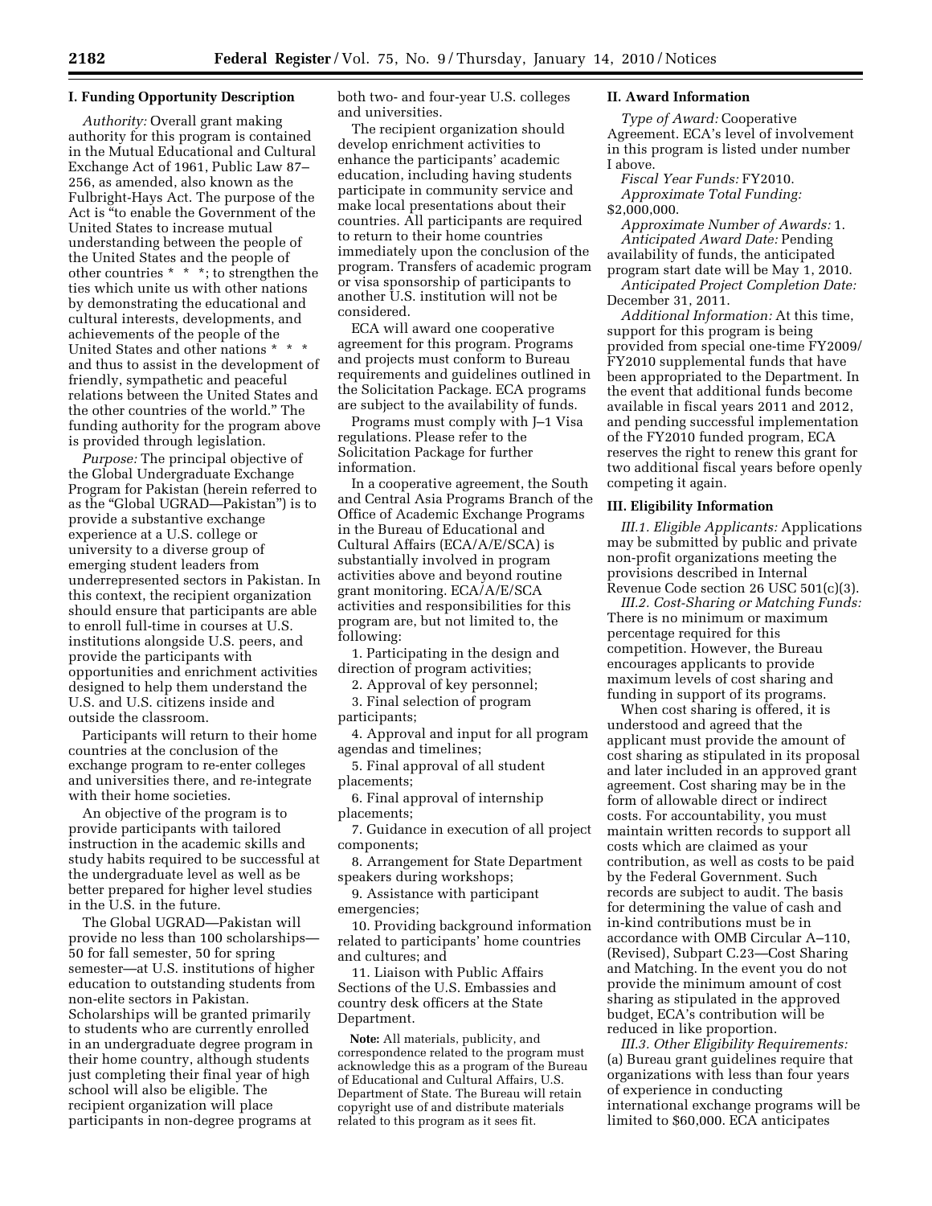## I. Funding Opportunity Description

*Authority:* Overall grant making authority for this program is contained in the Mutual Educational and Cultural Exchange Act of 1961, Public Law 87–256, as amended, also known as the Fulbright-Hays Act. The purpose of the Act is "to enable the Government of the United States to increase mutual understanding between the people of the United States and the people of other countries * * *; to strengthen the ties which unite us with other nations by demonstrating the educational and cultural interests, developments, and achievements of the people of the United States and other nations * * * and thus to assist in the development of friendly, sympathetic and peaceful relations between the United States and the other countries of the world." The funding authority for the program above is provided through legislation.

*Purpose:* The principal objective of the Global Undergraduate Exchange Program for Pakistan (herein referred to as the "Global UGRAD—Pakistan") is to provide a substantive exchange experience at a U.S. college or university to a diverse group of emerging student leaders from underrepresented sectors in Pakistan. In this context, the recipient organization should ensure that participants are able to enroll full-time in courses at U.S. institutions alongside U.S. peers, and provide the participants with opportunities and enrichment activities designed to help them understand the U.S. and U.S. citizens inside and outside the classroom.

Participants will return to their home countries at the conclusion of the exchange program to re-enter colleges and universities there, and re-integrate with their home societies.

An objective of the program is to provide participants with tailored instruction in the academic skills and study habits required to be successful at the undergraduate level as well as be better prepared for higher level studies in the U.S. in the future.

The Global UGRAD—Pakistan will provide no less than 100 scholarships—50 for fall semester, 50 for spring semester—at U.S. institutions of higher education to outstanding students from non-elite sectors in Pakistan. Scholarships will be granted primarily to students who are currently enrolled in an undergraduate degree program in their home country, although students just completing their final year of high school will also be eligible. The recipient organization will place participants in non-degree programs at both two- and four-year U.S. colleges and universities.

The recipient organization should develop enrichment activities to enhance the participants' academic education, including having students participate in community service and make local presentations about their countries. All participants are required to return to their home countries immediately upon the conclusion of the program. Transfers of academic program or visa sponsorship of participants to another U.S. institution will not be considered.

ECA will award one cooperative agreement for this program. Programs and projects must conform to Bureau requirements and guidelines outlined in the Solicitation Package. ECA programs are subject to the availability of funds.

Programs must comply with J–1 Visa regulations. Please refer to the Solicitation Package for further information.

In a cooperative agreement, the South and Central Asia Programs Branch of the Office of Academic Exchange Programs in the Bureau of Educational and Cultural Affairs (ECA/A/E/SCA) is substantially involved in program activities above and beyond routine grant monitoring. ECA/A/E/SCA activities and responsibilities for this program are, but not limited to, the following:

1. Participating in the design and direction of program activities;
2. Approval of key personnel;
3. Final selection of program participants;
4. Approval and input for all program agendas and timelines;
5. Final approval of all student placements;
6. Final approval of internship placements;
7. Guidance in execution of all project components;
8. Arrangement for State Department speakers during workshops;
9. Assistance with participant emergencies;
10. Providing background information related to participants' home countries and cultures; and
11. Liaison with Public Affairs Sections of the U.S. Embassies and country desk officers at the State Department.

**Note:** All materials, publicity, and correspondence related to the program must acknowledge this as a program of the Bureau of Educational and Cultural Affairs, U.S. Department of State. The Bureau will retain copyright use of and distribute materials related to this program as it sees fit.

## II. Award Information

*Type of Award:* Cooperative Agreement. ECA's level of involvement in this program is listed under number I above.

*Fiscal Year Funds:* FY2010.

*Approximate Total Funding:* $2,000,000.

*Approximate Number of Awards:* 1.

*Anticipated Award Date:* Pending availability of funds, the anticipated program start date will be May 1, 2010.

*Anticipated Project Completion Date:* December 31, 2011.

*Additional Information:* At this time, support for this program is being provided from special one-time FY2009/FY2010 supplemental funds that have been appropriated to the Department. In the event that additional funds become available in fiscal years 2011 and 2012, and pending successful implementation of the FY2010 funded program, ECA reserves the right to renew this grant for two additional fiscal years before openly competing it again.

## III. Eligibility Information

*III.1. Eligible Applicants:* Applications may be submitted by public and private non-profit organizations meeting the provisions described in Internal Revenue Code section 26 USC 501(c)(3).

*III.2. Cost-Sharing or Matching Funds:* There is no minimum or maximum percentage required for this competition. However, the Bureau encourages applicants to provide maximum levels of cost sharing and funding in support of its programs.

When cost sharing is offered, it is understood and agreed that the applicant must provide the amount of cost sharing as stipulated in its proposal and later included in an approved grant agreement. Cost sharing may be in the form of allowable direct or indirect costs. For accountability, you must maintain written records to support all costs which are claimed as your contribution, as well as costs to be paid by the Federal Government. Such records are subject to audit. The basis for determining the value of cash and in-kind contributions must be in accordance with OMB Circular A–110, (Revised), Subpart C.23—Cost Sharing and Matching. In the event you do not provide the minimum amount of cost sharing as stipulated in the approved budget, ECA's contribution will be reduced in like proportion.

*III.3. Other Eligibility Requirements:* (a) Bureau grant guidelines require that organizations with less than four years of experience in conducting international exchange programs will be limited to $60,000. ECA anticipates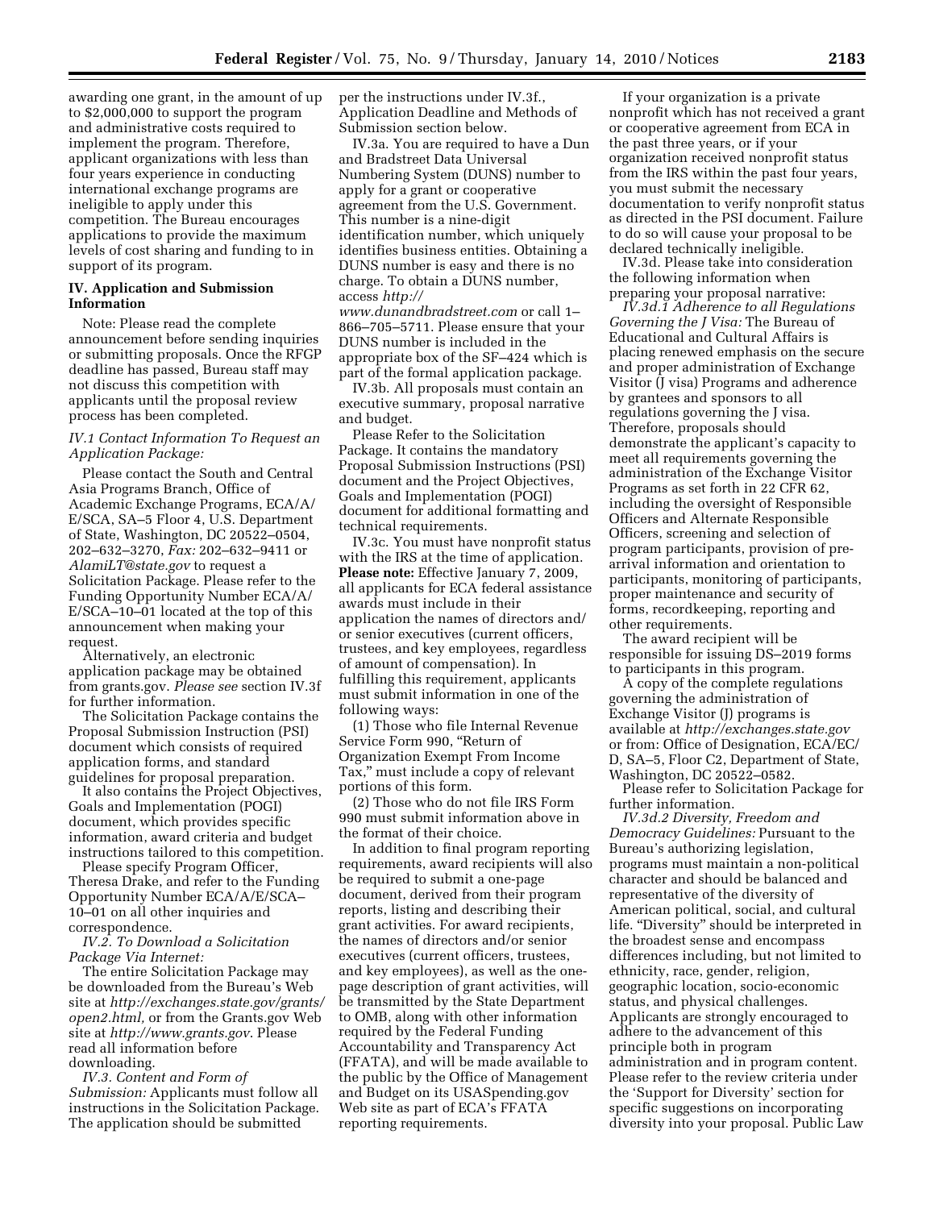awarding one grant, in the amount of up to $2,000,000 to support the program and administrative costs required to implement the program. Therefore, applicant organizations with less than four years experience in conducting international exchange programs are ineligible to apply under this competition. The Bureau encourages applications to provide the maximum levels of cost sharing and funding to in support of its program.

## IV. Application and Submission Information

Note: Please read the complete announcement before sending inquiries or submitting proposals. Once the RFGP deadline has passed, Bureau staff may not discuss this competition with applicants until the proposal review process has been completed.

*IV.1 Contact Information To Request an Application Package:*

Please contact the South and Central Asia Programs Branch, Office of Academic Exchange Programs, ECA/A/E/SCA, SA–5 Floor 4, U.S. Department of State, Washington, DC 20522–0504, 202–632–3270, *Fax:* 202–632–9411 or *AlamiLT@state.gov* to request a Solicitation Package. Please refer to the Funding Opportunity Number ECA/A/E/SCA–10–01 located at the top of this announcement when making your request.

Alternatively, an electronic application package may be obtained from grants.gov. *Please see* section IV.3f for further information.

The Solicitation Package contains the Proposal Submission Instruction (PSI) document which consists of required application forms, and standard guidelines for proposal preparation.

It also contains the Project Objectives, Goals and Implementation (POGI) document, which provides specific information, award criteria and budget instructions tailored to this competition.

Please specify Program Officer, Theresa Drake, and refer to the Funding Opportunity Number ECA/A/E/SCA–10–01 on all other inquiries and correspondence.

*IV.2. To Download a Solicitation Package Via Internet:*

The entire Solicitation Package may be downloaded from the Bureau's Web site at *http://exchanges.state.gov/grants/open2.html,* or from the Grants.gov Web site at *http://www.grants.gov*. Please read all information before downloading.

*IV.3. Content and Form of Submission:* Applicants must follow all instructions in the Solicitation Package. The application should be submitted per the instructions under IV.3f., Application Deadline and Methods of Submission section below.

IV.3a. You are required to have a Dun and Bradstreet Data Universal Numbering System (DUNS) number to apply for a grant or cooperative agreement from the U.S. Government. This number is a nine-digit identification number, which uniquely identifies business entities. Obtaining a DUNS number is easy and there is no charge. To obtain a DUNS number, access *http://www.dunandbradstreet.com* or call 1–866–705–5711. Please ensure that your DUNS number is included in the appropriate box of the SF–424 which is part of the formal application package.

IV.3b. All proposals must contain an executive summary, proposal narrative and budget.

Please Refer to the Solicitation Package. It contains the mandatory Proposal Submission Instructions (PSI) document and the Project Objectives, Goals and Implementation (POGI) document for additional formatting and technical requirements.

IV.3c. You must have nonprofit status with the IRS at the time of application. **Please note:** Effective January 7, 2009, all applicants for ECA federal assistance awards must include in their application the names of directors and/or senior executives (current officers, trustees, and key employees, regardless of amount of compensation). In fulfilling this requirement, applicants must submit information in one of the following ways:

(1) Those who file Internal Revenue Service Form 990, "Return of Organization Exempt From Income Tax," must include a copy of relevant portions of this form.

(2) Those who do not file IRS Form 990 must submit information above in the format of their choice.

In addition to final program reporting requirements, award recipients will also be required to submit a one-page document, derived from their program reports, listing and describing their grant activities. For award recipients, the names of directors and/or senior executives (current officers, trustees, and key employees), as well as the one-page description of grant activities, will be transmitted by the State Department to OMB, along with other information required by the Federal Funding Accountability and Transparency Act (FFATA), and will be made available to the public by the Office of Management and Budget on its USASpending.gov Web site as part of ECA's FFATA reporting requirements.

If your organization is a private nonprofit which has not received a grant or cooperative agreement from ECA in the past three years, or if your organization received nonprofit status from the IRS within the past four years, you must submit the necessary documentation to verify nonprofit status as directed in the PSI document. Failure to do so will cause your proposal to be declared technically ineligible.

IV.3d. Please take into consideration the following information when preparing your proposal narrative:

*IV.3d.1 Adherence to all Regulations Governing the J Visa:* The Bureau of Educational and Cultural Affairs is placing renewed emphasis on the secure and proper administration of Exchange Visitor (J visa) Programs and adherence by grantees and sponsors to all regulations governing the J visa. Therefore, proposals should demonstrate the applicant's capacity to meet all requirements governing the administration of the Exchange Visitor Programs as set forth in 22 CFR 62, including the oversight of Responsible Officers and Alternate Responsible Officers, screening and selection of program participants, provision of pre-arrival information and orientation to participants, monitoring of participants, proper maintenance and security of forms, recordkeeping, reporting and other requirements.

The award recipient will be responsible for issuing DS–2019 forms to participants in this program.

A copy of the complete regulations governing the administration of Exchange Visitor (J) programs is available at *http://exchanges.state.gov* or from: Office of Designation, ECA/EC/D, SA–5, Floor C2, Department of State, Washington, DC 20522–0582.

Please refer to Solicitation Package for further information.

*IV.3d.2 Diversity, Freedom and Democracy Guidelines:* Pursuant to the Bureau's authorizing legislation, programs must maintain a non-political character and should be balanced and representative of the diversity of American political, social, and cultural life. "Diversity" should be interpreted in the broadest sense and encompass differences including, but not limited to ethnicity, race, gender, religion, geographic location, socio-economic status, and physical challenges. Applicants are strongly encouraged to adhere to the advancement of this principle both in program administration and in program content. Please refer to the review criteria under the 'Support for Diversity' section for specific suggestions on incorporating diversity into your proposal. Public Law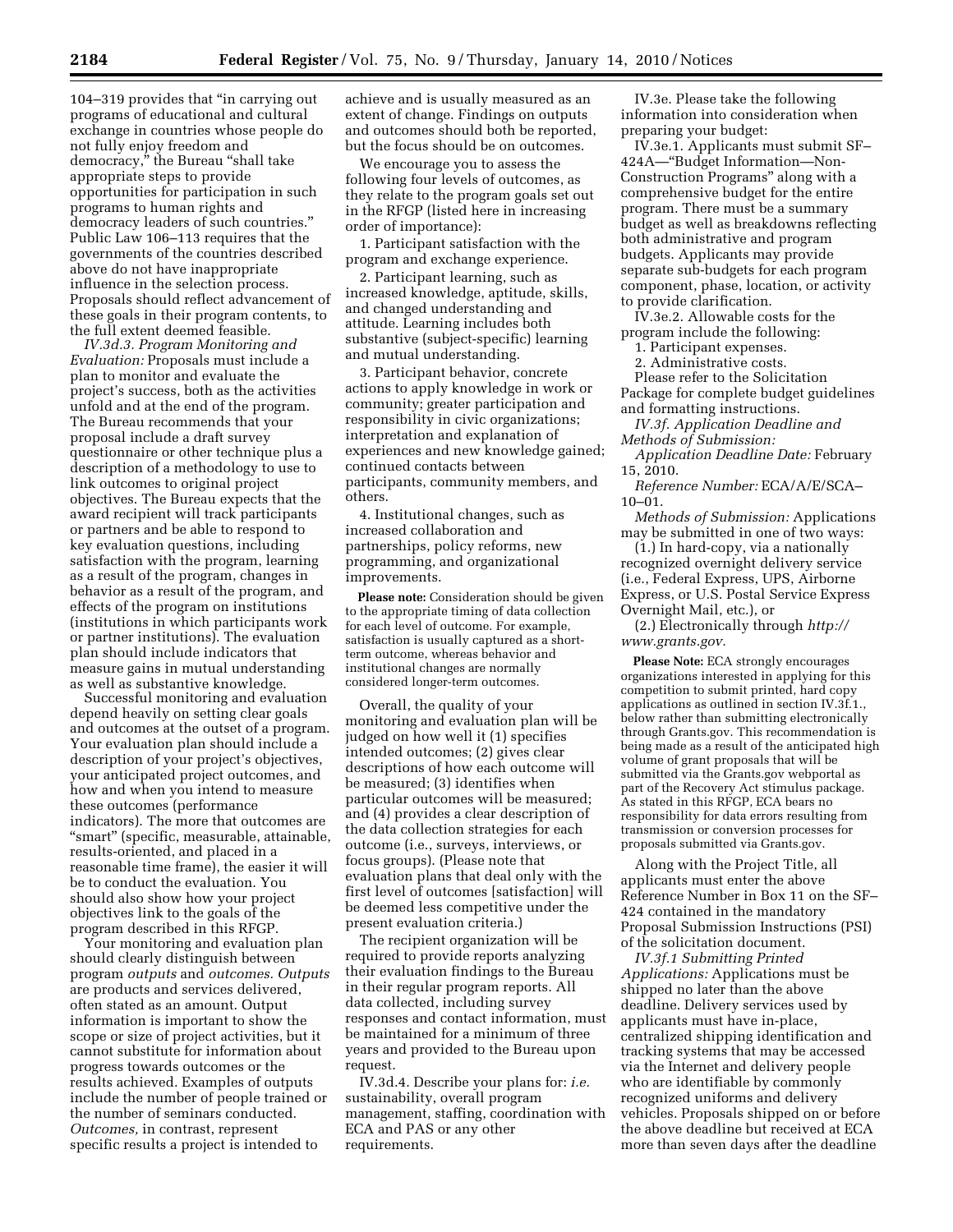104–319 provides that "in carrying out programs of educational and cultural exchange in countries whose people do not fully enjoy freedom and democracy," the Bureau "shall take appropriate steps to provide opportunities for participation in such programs to human rights and democracy leaders of such countries." Public Law 106–113 requires that the governments of the countries described above do not have inappropriate influence in the selection process. Proposals should reflect advancement of these goals in their program contents, to the full extent deemed feasible.

*IV.3d.3. Program Monitoring and Evaluation:* Proposals must include a plan to monitor and evaluate the project's success, both as the activities unfold and at the end of the program. The Bureau recommends that your proposal include a draft survey questionnaire or other technique plus a description of a methodology to use to link outcomes to original project objectives. The Bureau expects that the award recipient will track participants or partners and be able to respond to key evaluation questions, including satisfaction with the program, learning as a result of the program, changes in behavior as a result of the program, and effects of the program on institutions (institutions in which participants work or partner institutions). The evaluation plan should include indicators that measure gains in mutual understanding as well as substantive knowledge.

Successful monitoring and evaluation depend heavily on setting clear goals and outcomes at the outset of a program. Your evaluation plan should include a description of your project's objectives, your anticipated project outcomes, and how and when you intend to measure these outcomes (performance indicators). The more that outcomes are "smart" (specific, measurable, attainable, results-oriented, and placed in a reasonable time frame), the easier it will be to conduct the evaluation. You should also show how your project objectives link to the goals of the program described in this RFGP.

Your monitoring and evaluation plan should clearly distinguish between program *outputs* and *outcomes. Outputs* are products and services delivered, often stated as an amount. Output information is important to show the scope or size of project activities, but it cannot substitute for information about progress towards outcomes or the results achieved. Examples of outputs include the number of people trained or the number of seminars conducted. *Outcomes,* in contrast, represent specific results a project is intended to achieve and is usually measured as an extent of change. Findings on outputs and outcomes should both be reported, but the focus should be on outcomes.

We encourage you to assess the following four levels of outcomes, as they relate to the program goals set out in the RFGP (listed here in increasing order of importance):

1. Participant satisfaction with the program and exchange experience.

2. Participant learning, such as increased knowledge, aptitude, skills, and changed understanding and attitude. Learning includes both substantive (subject-specific) learning and mutual understanding.

3. Participant behavior, concrete actions to apply knowledge in work or community; greater participation and responsibility in civic organizations; interpretation and explanation of experiences and new knowledge gained; continued contacts between participants, community members, and others.

4. Institutional changes, such as increased collaboration and partnerships, policy reforms, new programming, and organizational improvements.

**Please note:** Consideration should be given to the appropriate timing of data collection for each level of outcome. For example, satisfaction is usually captured as a short-term outcome, whereas behavior and institutional changes are normally considered longer-term outcomes.

Overall, the quality of your monitoring and evaluation plan will be judged on how well it (1) specifies intended outcomes; (2) gives clear descriptions of how each outcome will be measured; (3) identifies when particular outcomes will be measured; and (4) provides a clear description of the data collection strategies for each outcome (i.e., surveys, interviews, or focus groups). (Please note that evaluation plans that deal only with the first level of outcomes [satisfaction] will be deemed less competitive under the present evaluation criteria.)

The recipient organization will be required to provide reports analyzing their evaluation findings to the Bureau in their regular program reports. All data collected, including survey responses and contact information, must be maintained for a minimum of three years and provided to the Bureau upon request.

IV.3d.4. Describe your plans for: *i.e.* sustainability, overall program management, staffing, coordination with ECA and PAS or any other requirements.

IV.3e. Please take the following information into consideration when preparing your budget:

IV.3e.1. Applicants must submit SF–424A—"Budget Information—Non-Construction Programs" along with a comprehensive budget for the entire program. There must be a summary budget as well as breakdowns reflecting both administrative and program budgets. Applicants may provide separate sub-budgets for each program component, phase, location, or activity to provide clarification.

IV.3e.2. Allowable costs for the program include the following:

1. Participant expenses.

2. Administrative costs.

Please refer to the Solicitation Package for complete budget guidelines and formatting instructions.

*IV.3f. Application Deadline and Methods of Submission:*

*Application Deadline Date:* February 15, 2010.

*Reference Number:* ECA/A/E/SCA–10–01.

*Methods of Submission:* Applications may be submitted in one of two ways:

(1.) In hard-copy, via a nationally recognized overnight delivery service (i.e., Federal Express, UPS, Airborne Express, or U.S. Postal Service Express Overnight Mail, etc.), or

(2.) Electronically through *http://www.grants.gov.*

**Please Note:** ECA strongly encourages organizations interested in applying for this competition to submit printed, hard copy applications as outlined in section IV.3f.1., below rather than submitting electronically through Grants.gov. This recommendation is being made as a result of the anticipated high volume of grant proposals that will be submitted via the Grants.gov webportal as part of the Recovery Act stimulus package. As stated in this RFGP, ECA bears no responsibility for data errors resulting from transmission or conversion processes for proposals submitted via Grants.gov.

Along with the Project Title, all applicants must enter the above Reference Number in Box 11 on the SF–424 contained in the mandatory Proposal Submission Instructions (PSI) of the solicitation document.

*IV.3f.1 Submitting Printed Applications:* Applications must be shipped no later than the above deadline. Delivery services used by applicants must have in-place, centralized shipping identification and tracking systems that may be accessed via the Internet and delivery people who are identifiable by commonly recognized uniforms and delivery vehicles. Proposals shipped on or before the above deadline but received at ECA more than seven days after the deadline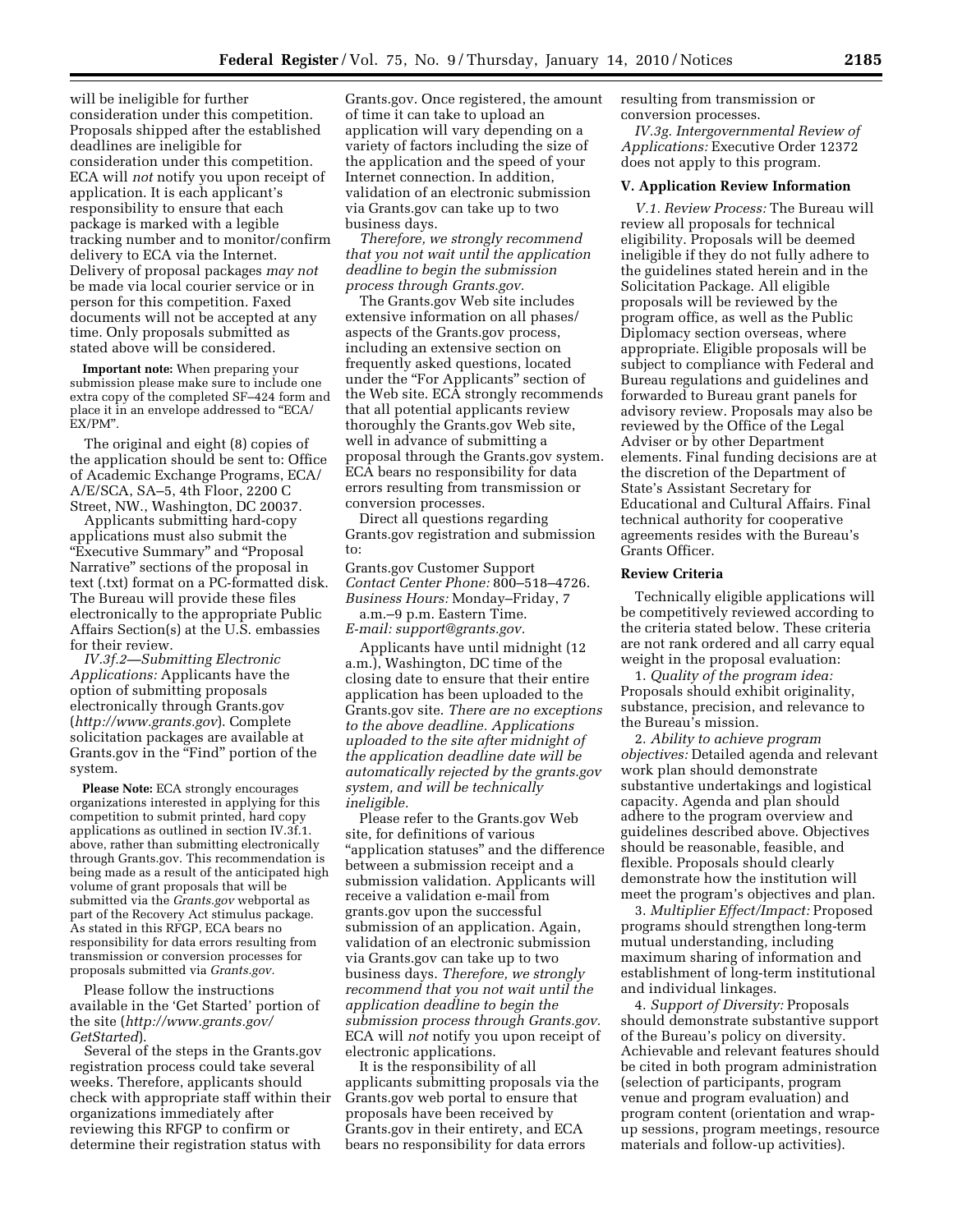will be ineligible for further consideration under this competition. Proposals shipped after the established deadlines are ineligible for consideration under this competition. ECA will *not* notify you upon receipt of application. It is each applicant's responsibility to ensure that each package is marked with a legible tracking number and to monitor/confirm delivery to ECA via the Internet. Delivery of proposal packages *may not* be made via local courier service or in person for this competition. Faxed documents will not be accepted at any time. Only proposals submitted as stated above will be considered.

**Important note:** When preparing your submission please make sure to include one extra copy of the completed SF–424 form and place it in an envelope addressed to "ECA/EX/PM".

The original and eight (8) copies of the application should be sent to: Office of Academic Exchange Programs, ECA/A/E/SCA, SA–5, 4th Floor, 2200 C Street, NW., Washington, DC 20037.

Applicants submitting hard-copy applications must also submit the "Executive Summary" and "Proposal Narrative" sections of the proposal in text (.txt) format on a PC-formatted disk. The Bureau will provide these files electronically to the appropriate Public Affairs Section(s) at the U.S. embassies for their review.

*IV.3f.2—Submitting Electronic Applications:* Applicants have the option of submitting proposals electronically through Grants.gov (*http://www.grants.gov*). Complete solicitation packages are available at Grants.gov in the "Find" portion of the system.

**Please Note:** ECA strongly encourages organizations interested in applying for this competition to submit printed, hard copy applications as outlined in section IV.3f.1. above, rather than submitting electronically through Grants.gov. This recommendation is being made as a result of the anticipated high volume of grant proposals that will be submitted via the *Grants.gov* webportal as part of the Recovery Act stimulus package. As stated in this RFGP, ECA bears no responsibility for data errors resulting from transmission or conversion processes for proposals submitted via *Grants.gov.*

Please follow the instructions available in the 'Get Started' portion of the site (*http://www.grants.gov/GetStarted*).

Several of the steps in the Grants.gov registration process could take several weeks. Therefore, applicants should check with appropriate staff within their organizations immediately after reviewing this RFGP to confirm or determine their registration status with Grants.gov. Once registered, the amount of time it can take to upload an application will vary depending on a variety of factors including the size of the application and the speed of your Internet connection. In addition, validation of an electronic submission via Grants.gov can take up to two business days.

*Therefore, we strongly recommend that you not wait until the application deadline to begin the submission process through Grants.gov.*

The Grants.gov Web site includes extensive information on all phases/aspects of the Grants.gov process, including an extensive section on frequently asked questions, located under the "For Applicants" section of the Web site. ECA strongly recommends that all potential applicants review thoroughly the Grants.gov Web site, well in advance of submitting a proposal through the Grants.gov system. ECA bears no responsibility for data errors resulting from transmission or conversion processes.

Direct all questions regarding Grants.gov registration and submission to:

Grants.gov Customer Support
*Contact Center Phone:* 800–518–4726.
*Business Hours:* Monday–Friday, 7 a.m.–9 p.m. Eastern Time.
*E-mail: support@grants.gov.*

Applicants have until midnight (12 a.m.), Washington, DC time of the closing date to ensure that their entire application has been uploaded to the Grants.gov site. *There are no exceptions to the above deadline. Applications uploaded to the site after midnight of the application deadline date will be automatically rejected by the grants.gov system, and will be technically ineligible.*

Please refer to the Grants.gov Web site, for definitions of various "application statuses" and the difference between a submission receipt and a submission validation. Applicants will receive a validation e-mail from grants.gov upon the successful submission of an application. Again, validation of an electronic submission via Grants.gov can take up to two business days. *Therefore, we strongly recommend that you not wait until the application deadline to begin the submission process through Grants.gov.* ECA will *not* notify you upon receipt of electronic applications.

It is the responsibility of all applicants submitting proposals via the Grants.gov web portal to ensure that proposals have been received by Grants.gov in their entirety, and ECA bears no responsibility for data errors resulting from transmission or conversion processes.

*IV.3g. Intergovernmental Review of Applications:* Executive Order 12372 does not apply to this program.

## V. Application Review Information

*V.1. Review Process:* The Bureau will review all proposals for technical eligibility. Proposals will be deemed ineligible if they do not fully adhere to the guidelines stated herein and in the Solicitation Package. All eligible proposals will be reviewed by the program office, as well as the Public Diplomacy section overseas, where appropriate. Eligible proposals will be subject to compliance with Federal and Bureau regulations and guidelines and forwarded to Bureau grant panels for advisory review. Proposals may also be reviewed by the Office of the Legal Adviser or by other Department elements. Final funding decisions are at the discretion of the Department of State's Assistant Secretary for Educational and Cultural Affairs. Final technical authority for cooperative agreements resides with the Bureau's Grants Officer.

### Review Criteria

Technically eligible applications will be competitively reviewed according to the criteria stated below. These criteria are not rank ordered and all carry equal weight in the proposal evaluation:

1. *Quality of the program idea:* Proposals should exhibit originality, substance, precision, and relevance to the Bureau's mission.

2. *Ability to achieve program objectives:* Detailed agenda and relevant work plan should demonstrate substantive undertakings and logistical capacity. Agenda and plan should adhere to the program overview and guidelines described above. Objectives should be reasonable, feasible, and flexible. Proposals should clearly demonstrate how the institution will meet the program's objectives and plan.

3. *Multiplier Effect/Impact:* Proposed programs should strengthen long-term mutual understanding, including maximum sharing of information and establishment of long-term institutional and individual linkages.

4. *Support of Diversity:* Proposals should demonstrate substantive support of the Bureau's policy on diversity. Achievable and relevant features should be cited in both program administration (selection of participants, program venue and program evaluation) and program content (orientation and wrap-up sessions, program meetings, resource materials and follow-up activities).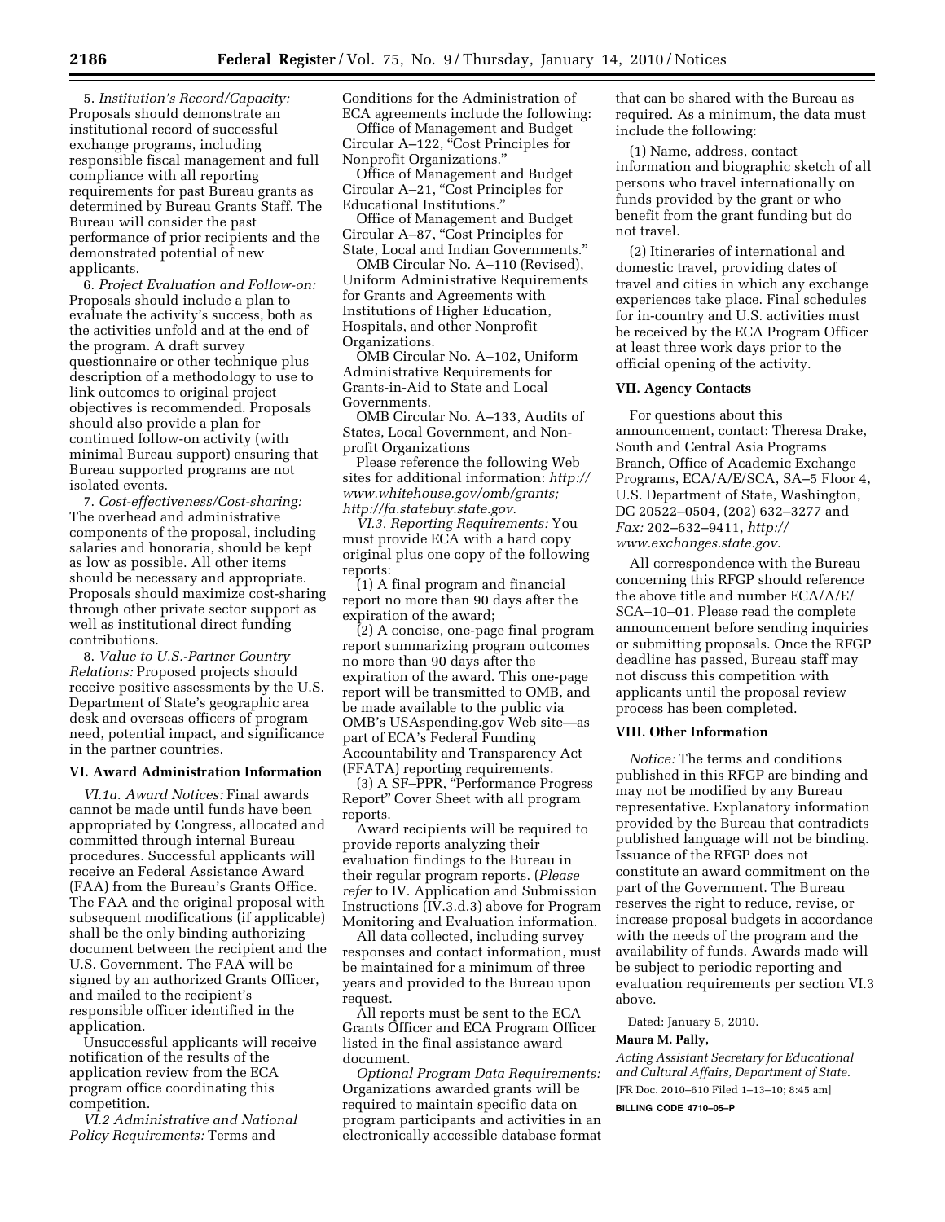5. *Institution's Record/Capacity:* Proposals should demonstrate an institutional record of successful exchange programs, including responsible fiscal management and full compliance with all reporting requirements for past Bureau grants as determined by Bureau Grants Staff. The Bureau will consider the past performance of prior recipients and the demonstrated potential of new applicants.

6. *Project Evaluation and Follow-on:* Proposals should include a plan to evaluate the activity's success, both as the activities unfold and at the end of the program. A draft survey questionnaire or other technique plus description of a methodology to use to link outcomes to original project objectives is recommended. Proposals should also provide a plan for continued follow-on activity (with minimal Bureau support) ensuring that Bureau supported programs are not isolated events.

7. *Cost-effectiveness/Cost-sharing:* The overhead and administrative components of the proposal, including salaries and honoraria, should be kept as low as possible. All other items should be necessary and appropriate. Proposals should maximize cost-sharing through other private sector support as well as institutional direct funding contributions.

8. *Value to U.S.-Partner Country Relations:* Proposed projects should receive positive assessments by the U.S. Department of State's geographic area desk and overseas officers of program need, potential impact, and significance in the partner countries.

### VI. Award Administration Information

*VI.1a. Award Notices:* Final awards cannot be made until funds have been appropriated by Congress, allocated and committed through internal Bureau procedures. Successful applicants will receive an Federal Assistance Award (FAA) from the Bureau's Grants Office. The FAA and the original proposal with subsequent modifications (if applicable) shall be the only binding authorizing document between the recipient and the U.S. Government. The FAA will be signed by an authorized Grants Officer, and mailed to the recipient's responsible officer identified in the application.

Unsuccessful applicants will receive notification of the results of the application review from the ECA program office coordinating this competition.

*VI.2 Administrative and National Policy Requirements:* Terms and Conditions for the Administration of ECA agreements include the following:

Office of Management and Budget Circular A–122, "Cost Principles for Nonprofit Organizations."

Office of Management and Budget Circular A–21, "Cost Principles for Educational Institutions."

Office of Management and Budget Circular A–87, "Cost Principles for State, Local and Indian Governments."

OMB Circular No. A–110 (Revised), Uniform Administrative Requirements for Grants and Agreements with Institutions of Higher Education, Hospitals, and other Nonprofit Organizations.

OMB Circular No. A–102, Uniform Administrative Requirements for Grants-in-Aid to State and Local Governments.

OMB Circular No. A–133, Audits of States, Local Government, and Non-profit Organizations

Please reference the following Web sites for additional information: *http://www.whitehouse.gov/omb/grants; http://fa.statebuy.state.gov.*

*VI.3. Reporting Requirements:* You must provide ECA with a hard copy original plus one copy of the following reports:

(1) A final program and financial report no more than 90 days after the expiration of the award;

(2) A concise, one-page final program report summarizing program outcomes no more than 90 days after the expiration of the award. This one-page report will be transmitted to OMB, and be made available to the public via OMB's USAspending.gov Web site—as part of ECA's Federal Funding Accountability and Transparency Act (FFATA) reporting requirements.

(3) A SF–PPR, "Performance Progress Report" Cover Sheet with all program reports.

Award recipients will be required to provide reports analyzing their evaluation findings to the Bureau in their regular program reports. (*Please refer* to IV. Application and Submission Instructions (IV.3.d.3) above for Program Monitoring and Evaluation information.

All data collected, including survey responses and contact information, must be maintained for a minimum of three years and provided to the Bureau upon request.

All reports must be sent to the ECA Grants Officer and ECA Program Officer listed in the final assistance award document.

*Optional Program Data Requirements:* Organizations awarded grants will be required to maintain specific data on program participants and activities in an electronically accessible database format that can be shared with the Bureau as required. As a minimum, the data must include the following:

(1) Name, address, contact information and biographic sketch of all persons who travel internationally on funds provided by the grant or who benefit from the grant funding but do not travel.

(2) Itineraries of international and domestic travel, providing dates of travel and cities in which any exchange experiences take place. Final schedules for in-country and U.S. activities must be received by the ECA Program Officer at least three work days prior to the official opening of the activity.

### VII. Agency Contacts

For questions about this announcement, contact: Theresa Drake, South and Central Asia Programs Branch, Office of Academic Exchange Programs, ECA/A/E/SCA, SA–5 Floor 4, U.S. Department of State, Washington, DC 20522–0504, (202) 632–3277 and *Fax:* 202–632–9411, *http://www.exchanges.state.gov.*

All correspondence with the Bureau concerning this RFGP should reference the above title and number ECA/A/E/SCA–10–01. Please read the complete announcement before sending inquiries or submitting proposals. Once the RFGP deadline has passed, Bureau staff may not discuss this competition with applicants until the proposal review process has been completed.

### VIII. Other Information

*Notice:* The terms and conditions published in this RFGP are binding and may not be modified by any Bureau representative. Explanatory information provided by the Bureau that contradicts published language will not be binding. Issuance of the RFGP does not constitute an award commitment on the part of the Government. The Bureau reserves the right to reduce, revise, or increase proposal budgets in accordance with the needs of the program and the availability of funds. Awards made will be subject to periodic reporting and evaluation requirements per section VI.3 above.

Dated: January 5, 2010.

**Maura M. Pally,**

*Acting Assistant Secretary for Educational and Cultural Affairs, Department of State.*

[FR Doc. 2010–610 Filed 1–13–10; 8:45 am]

**BILLING CODE 4710–05–P**